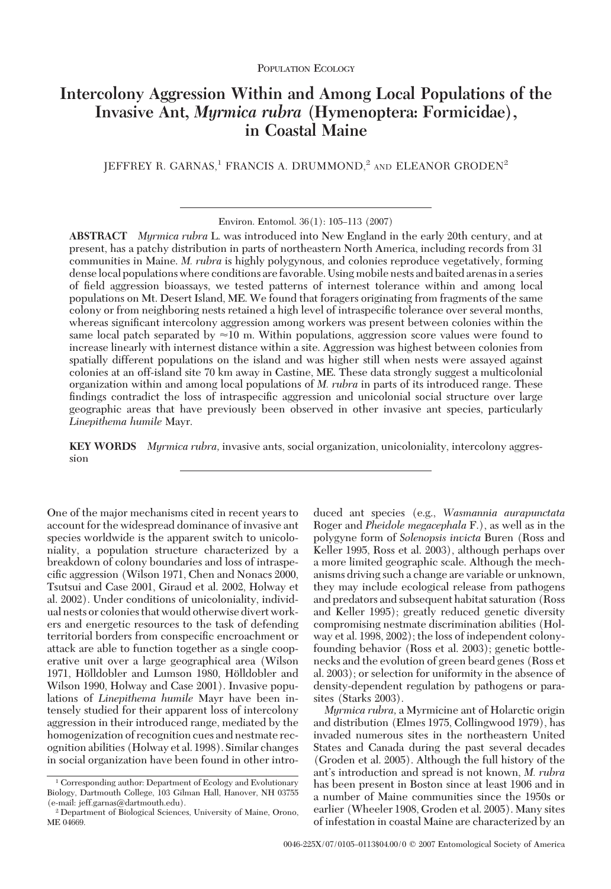Population Ecology

# Intercolony Aggression Within and Among Local Populations of the Invasive Ant, *Myrmica rubra* (Hymenoptera: Formicidae), in Coastal Maine

JEFFREY R. GARNAS,[1] FRANCIS A. DRUMMOND,[2] AND ELEANOR GRODEN[2]

Environ. Entomol. 36(1): 105–113 (2007)

**ABSTRACT** *Myrmica rubra* L. was introduced into New England in the early 20th century, and at present, has a patchy distribution in parts of northeastern North America, including records from 31 communities in Maine. *M. rubra* is highly polygynous, and colonies reproduce vegetatively, forming dense local populations where conditions are favorable. Using mobile nests and baited arenas in a series of field aggression bioassays, we tested patterns of internest tolerance within and among local populations on Mt. Desert Island, ME. We found that foragers originating from fragments of the same colony or from neighboring nests retained a high level of intraspecific tolerance over several months, whereas significant intercolony aggression among workers was present between colonies within the same local patch separated by ≈10 m. Within populations, aggression score values were found to increase linearly with internest distance within a site. Aggression was highest between colonies from spatially different populations on the island and was higher still when nests were assayed against colonies at an off-island site 70 km away in Castine, ME. These data strongly suggest a multicolonial organization within and among local populations of *M. rubra* in parts of its introduced range. These findings contradict the loss of intraspecific aggression and unicolonial social structure over large geographic areas that have previously been observed in other invasive ant species, particularly *Linepithema humile* Mayr.

**KEY WORDS** *Myrmica rubra*, invasive ants, social organization, unicoloniality, intercolony aggression

One of the major mechanisms cited in recent years to account for the widespread dominance of invasive ant species worldwide is the apparent switch to unicoloniality, a population structure characterized by a breakdown of colony boundaries and loss of intraspecific aggression (Wilson 1971, Chen and Nonacs 2000, Tsutsui and Case 2001, Giraud et al. 2002, Holway et al. 2002). Under conditions of unicoloniality, individual nests or colonies that would otherwise divert workers and energetic resources to the task of defending territorial borders from conspecific encroachment or attack are able to function together as a single cooperative unit over a large geographical area (Wilson 1971, Hölldobler and Lumson 1980, Hölldobler and Wilson 1990, Holway and Case 2001). Invasive populations of *Linepithema humile* Mayr have been intensely studied for their apparent loss of intercolony aggression in their introduced range, mediated by the homogenization of recognition cues and nestmate recognition abilities (Holway et al. 1998). Similar changes in social organization have been found in other introduced ant species (e.g., *Wasmannia aurapunctata* Roger and *Pheidole megacephala* F.), as well as in the polygyne form of *Solenopsis invicta* Buren (Ross and Keller 1995, Ross et al. 2003), although perhaps over a more limited geographic scale. Although the mechanisms driving such a change are variable or unknown, they may include ecological release from pathogens and predators and subsequent habitat saturation (Ross and Keller 1995); greatly reduced genetic diversity compromising nestmate discrimination abilities (Holway et al. 1998, 2002); the loss of independent colony-founding behavior (Ross et al. 2003); genetic bottlenecks and the evolution of green beard genes (Ross et al. 2003); or selection for uniformity in the absence of density-dependent regulation by pathogens or parasites (Starks 2003).

*Myrmica rubra*, a Myrmicine ant of Holarctic origin and distribution (Elmes 1975, Collingwood 1979), has invaded numerous sites in the northeastern United States and Canada during the past several decades (Groden et al. 2005). Although the full history of the ant's introduction and spread is not known, *M. rubra* has been present in Boston since at least 1906 and in a number of Maine communities since the 1950s or earlier (Wheeler 1908, Groden et al. 2005). Many sites of infestation in coastal Maine are characterized by an

[1] Corresponding author: Department of Ecology and Evolutionary Biology, Dartmouth College, 103 Gilman Hall, Hanover, NH 03755 (e-mail: jeff.garnas@dartmouth.edu).

[2] Department of Biological Sciences, University of Maine, Orono, ME 04669.

0046-225X/07/0105–0113$04.00/0 © 2007 Entomological Society of America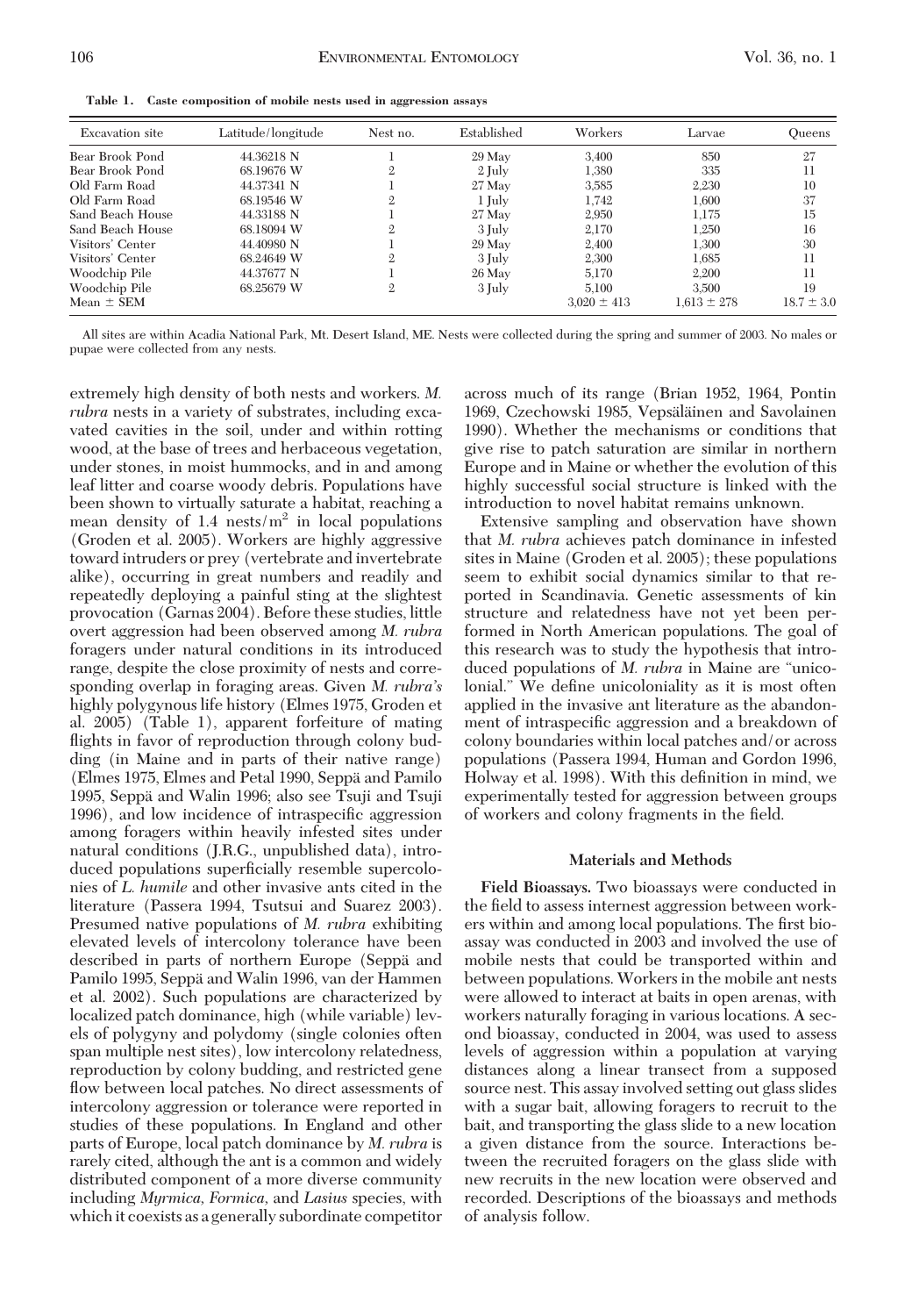**Table 1. Caste composition of mobile nests used in aggression assays**

| Excavation site | Latitude/longitude | Nest no. | Established | Workers | Larvae | Queens |
|---|---|---|---|---|---|---|
| Bear Brook Pond | 44.36218 N | 1 | 29 May | 3,400 | 850 | 27 |
| Bear Brook Pond | 68.19676 W | 2 | 2 July | 1,380 | 335 | 11 |
| Old Farm Road | 44.37341 N | 1 | 27 May | 3,585 | 2,230 | 10 |
| Old Farm Road | 68.19546 W | 2 | 1 July | 1,742 | 1,600 | 37 |
| Sand Beach House | 44.33188 N | 1 | 27 May | 2,950 | 1,175 | 15 |
| Sand Beach House | 68.18094 W | 2 | 3 July | 2,170 | 1,250 | 16 |
| Visitors' Center | 44.40980 N | 1 | 29 May | 2,400 | 1,300 | 30 |
| Visitors' Center | 68.24649 W | 2 | 3 July | 2,300 | 1,685 | 11 |
| Woodchip Pile | 44.37677 N | 1 | 26 May | 5,170 | 2,200 | 11 |
| Woodchip Pile | 68.25679 W | 2 | 3 July | 5,100 | 3,500 | 19 |
| Mean ± SEM | | | | 3,020 ± 413 | 1,613 ± 278 | 18.7 ± 3.0 |

All sites are within Acadia National Park, Mt. Desert Island, ME. Nests were collected during the spring and summer of 2003. No males or pupae were collected from any nests.

extremely high density of both nests and workers. *M. rubra* nests in a variety of substrates, including excavated cavities in the soil, under and within rotting wood, at the base of trees and herbaceous vegetation, under stones, in moist hummocks, and in and among leaf litter and coarse woody debris. Populations have been shown to virtually saturate a habitat, reaching a mean density of 1.4 nests/m$^2$ in local populations (Groden et al. 2005). Workers are highly aggressive toward intruders or prey (vertebrate and invertebrate alike), occurring in great numbers and readily and repeatedly deploying a painful sting at the slightest provocation (Garnas 2004). Before these studies, little overt aggression had been observed among *M. rubra* foragers under natural conditions in its introduced range, despite the close proximity of nests and corresponding overlap in foraging areas. Given *M. rubra's* highly polygynous life history (Elmes 1975, Groden et al. 2005) (Table 1), apparent forfeiture of mating flights in favor of reproduction through colony budding (in Maine and in parts of their native range) (Elmes 1975, Elmes and Petal 1990, Seppä and Pamilo 1995, Seppä and Walin 1996; also see Tsuji and Tsuji 1996), and low incidence of intraspecific aggression among foragers within heavily infested sites under natural conditions (J.R.G., unpublished data), introduced populations superficially resemble supercolonies of *L. humile* and other invasive ants cited in the literature (Passera 1994, Tsutsui and Suarez 2003). Presumed native populations of *M. rubra* exhibiting elevated levels of intercolony tolerance have been described in parts of northern Europe (Seppä and Pamilo 1995, Seppä and Walin 1996, van der Hammen et al. 2002). Such populations are characterized by localized patch dominance, high (while variable) levels of polygyny and polydomy (single colonies often span multiple nest sites), low intercolony relatedness, reproduction by colony budding, and restricted gene flow between local patches. No direct assessments of intercolony aggression or tolerance were reported in studies of these populations. In England and other parts of Europe, local patch dominance by *M. rubra* is rarely cited, although the ant is a common and widely distributed component of a more diverse community including *Myrmica, Formica,* and *Lasius* species, with which it coexists as a generally subordinate competitor across much of its range (Brian 1952, 1964, Pontin 1969, Czechowski 1985, Vepsäläinen and Savolainen 1990). Whether the mechanisms or conditions that give rise to patch saturation are similar in northern Europe and in Maine or whether the evolution of this highly successful social structure is linked with the introduction to novel habitat remains unknown.

Extensive sampling and observation have shown that *M. rubra* achieves patch dominance in infested sites in Maine (Groden et al. 2005); these populations seem to exhibit social dynamics similar to that reported in Scandinavia. Genetic assessments of kin structure and relatedness have not yet been performed in North American populations. The goal of this research was to study the hypothesis that introduced populations of *M. rubra* in Maine are "unicolonial." We define unicoloniality as it is most often applied in the invasive ant literature as the abandonment of intraspecific aggression and a breakdown of colony boundaries within local patches and/or across populations (Passera 1994, Human and Gordon 1996, Holway et al. 1998). With this definition in mind, we experimentally tested for aggression between groups of workers and colony fragments in the field.

## Materials and Methods

**Field Bioassays.** Two bioassays were conducted in the field to assess internest aggression between workers within and among local populations. The first bioassay was conducted in 2003 and involved the use of mobile nests that could be transported within and between populations. Workers in the mobile ant nests were allowed to interact at baits in open arenas, with workers naturally foraging in various locations. A second bioassay, conducted in 2004, was used to assess levels of aggression within a population at varying distances along a linear transect from a supposed source nest. This assay involved setting out glass slides with a sugar bait, allowing foragers to recruit to the bait, and transporting the glass slide to a new location a given distance from the source. Interactions between the recruited foragers on the glass slide with new recruits in the new location were observed and recorded. Descriptions of the bioassays and methods of analysis follow.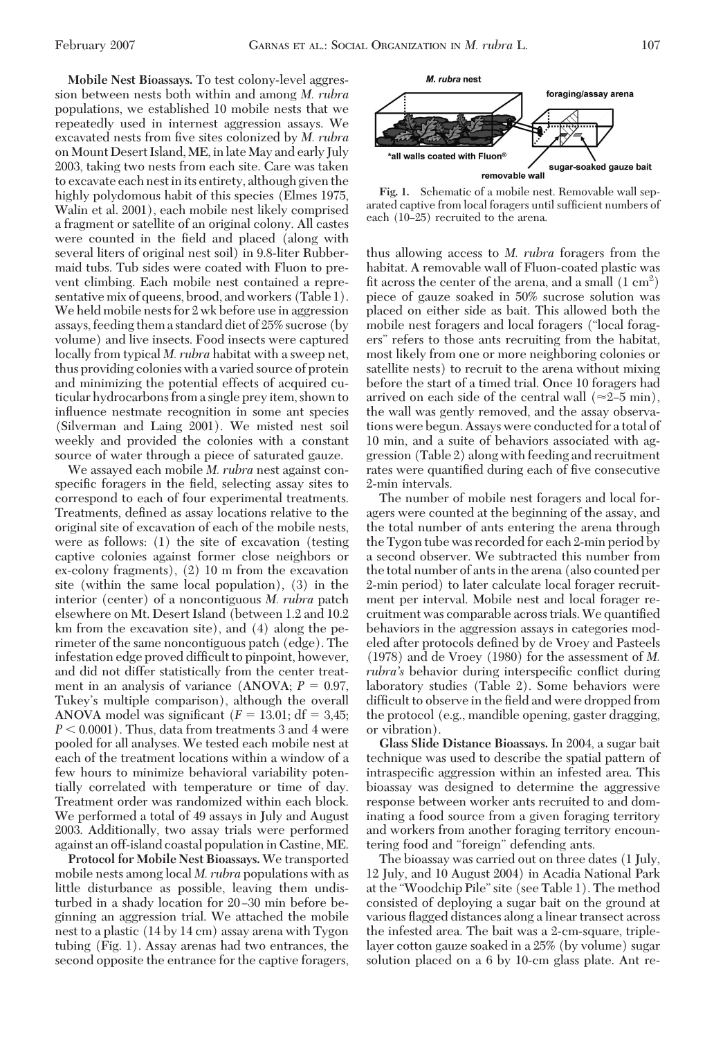**Mobile Nest Bioassays.** To test colony-level aggression between nests both within and among *M. rubra* populations, we established 10 mobile nests that we repeatedly used in internest aggression assays. We excavated nests from five sites colonized by *M. rubra* on Mount Desert Island, ME, in late May and early July 2003, taking two nests from each site. Care was taken to excavate each nest in its entirety, although given the highly polydomous habit of this species (Elmes 1975, Walin et al. 2001), each mobile nest likely comprised a fragment or satellite of an original colony. All castes were counted in the field and placed (along with several liters of original nest soil) in 9.8-liter Rubbermaid tubs. Tub sides were coated with Fluon to prevent climbing. Each mobile nest contained a representative mix of queens, brood, and workers (Table 1). We held mobile nests for 2 wk before use in aggression assays, feeding them a standard diet of 25% sucrose (by volume) and live insects. Food insects were captured locally from typical *M. rubra* habitat with a sweep net, thus providing colonies with a varied source of protein and minimizing the potential effects of acquired cuticular hydrocarbons from a single prey item, shown to influence nestmate recognition in some ant species (Silverman and Laing 2001). We misted nest soil weekly and provided the colonies with a constant source of water through a piece of saturated gauze.

We assayed each mobile *M. rubra* nest against conspecific foragers in the field, selecting assay sites to correspond to each of four experimental treatments. Treatments, defined as assay locations relative to the original site of excavation of each of the mobile nests, were as follows: (1) the site of excavation (testing captive colonies against former close neighbors or ex-colony fragments), (2) 10 m from the excavation site (within the same local population), (3) in the interior (center) of a noncontiguous *M. rubra* patch elsewhere on Mt. Desert Island (between 1.2 and 10.2 km from the excavation site), and (4) along the perimeter of the same noncontiguous patch (edge). The infestation edge proved difficult to pinpoint, however, and did not differ statistically from the center treatment in an analysis of variance (ANOVA; $P = 0.97$, Tukey's multiple comparison), although the overall ANOVA model was significant ($F = 13.01$; df $= 3{,}45$; $P < 0.0001$). Thus, data from treatments 3 and 4 were pooled for all analyses. We tested each mobile nest at each of the treatment locations within a window of a few hours to minimize behavioral variability potentially correlated with temperature or time of day. Treatment order was randomized within each block. We performed a total of 49 assays in July and August 2003. Additionally, two assay trials were performed against an off-island coastal population in Castine, ME.

**Protocol for Mobile Nest Bioassays.** We transported mobile nests among local *M. rubra* populations with as little disturbance as possible, leaving them undisturbed in a shady location for 20–30 min before beginning an aggression trial. We attached the mobile nest to a plastic (14 by 14 cm) assay arena with Tygon tubing (Fig. 1). Assay arenas had two entrances, the second opposite the entrance for the captive foragers, thus allowing access to *M. rubra* foragers from the habitat. A removable wall of Fluon-coated plastic was fit across the center of the arena, and a small (1 cm$^2$) piece of gauze soaked in 50% sucrose solution was placed on either side as bait. This allowed both the mobile nest foragers and local foragers ("local foragers" refers to those ants recruiting from the habitat, most likely from one or more neighboring colonies or satellite nests) to recruit to the arena without mixing before the start of a timed trial. Once 10 foragers had arrived on each side of the central wall (≈2–5 min), the wall was gently removed, and the assay observations were begun. Assays were conducted for a total of 10 min, and a suite of behaviors associated with aggression (Table 2) along with feeding and recruitment rates were quantified during each of five consecutive 2-min intervals.

The number of mobile nest foragers and local foragers were counted at the beginning of the assay, and the total number of ants entering the arena through the Tygon tube was recorded for each 2-min period by a second observer. We subtracted this number from the total number of ants in the arena (also counted per 2-min period) to later calculate local forager recruitment per interval. Mobile nest and local forager recruitment was comparable across trials. We quantified behaviors in the aggression assays in categories modeled after protocols defined by de Vroey and Pasteels (1978) and de Vroey (1980) for the assessment of *M. rubra's* behavior during interspecific conflict during laboratory studies (Table 2). Some behaviors were difficult to observe in the field and were dropped from the protocol (e.g., mandible opening, gaster dragging, or vibration).

*M. rubra* nest

foraging/assay arena

*all walls coated with Fluon®

removable wall

sugar-soaked gauze bait

**Fig. 1.** Schematic of a mobile nest. Removable wall separated captive from local foragers until sufficient numbers of each (10–25) recruited to the arena.

**Glass Slide Distance Bioassays.** In 2004, a sugar bait technique was used to describe the spatial pattern of intraspecific aggression within an infested area. This bioassay was designed to determine the aggressive response between worker ants recruited to and dominating a food source from a given foraging territory and workers from another foraging territory encountering food and "foreign" defending ants.

The bioassay was carried out on three dates (1 July, 12 July, and 10 August 2004) in Acadia National Park at the "Woodchip Pile" site (see Table 1). The method consisted of deploying a sugar bait on the ground at various flagged distances along a linear transect across the infested area. The bait was a 2-cm-square, triple-layer cotton gauze soaked in a 25% (by volume) sugar solution placed on a 6 by 10-cm glass plate. Ant re-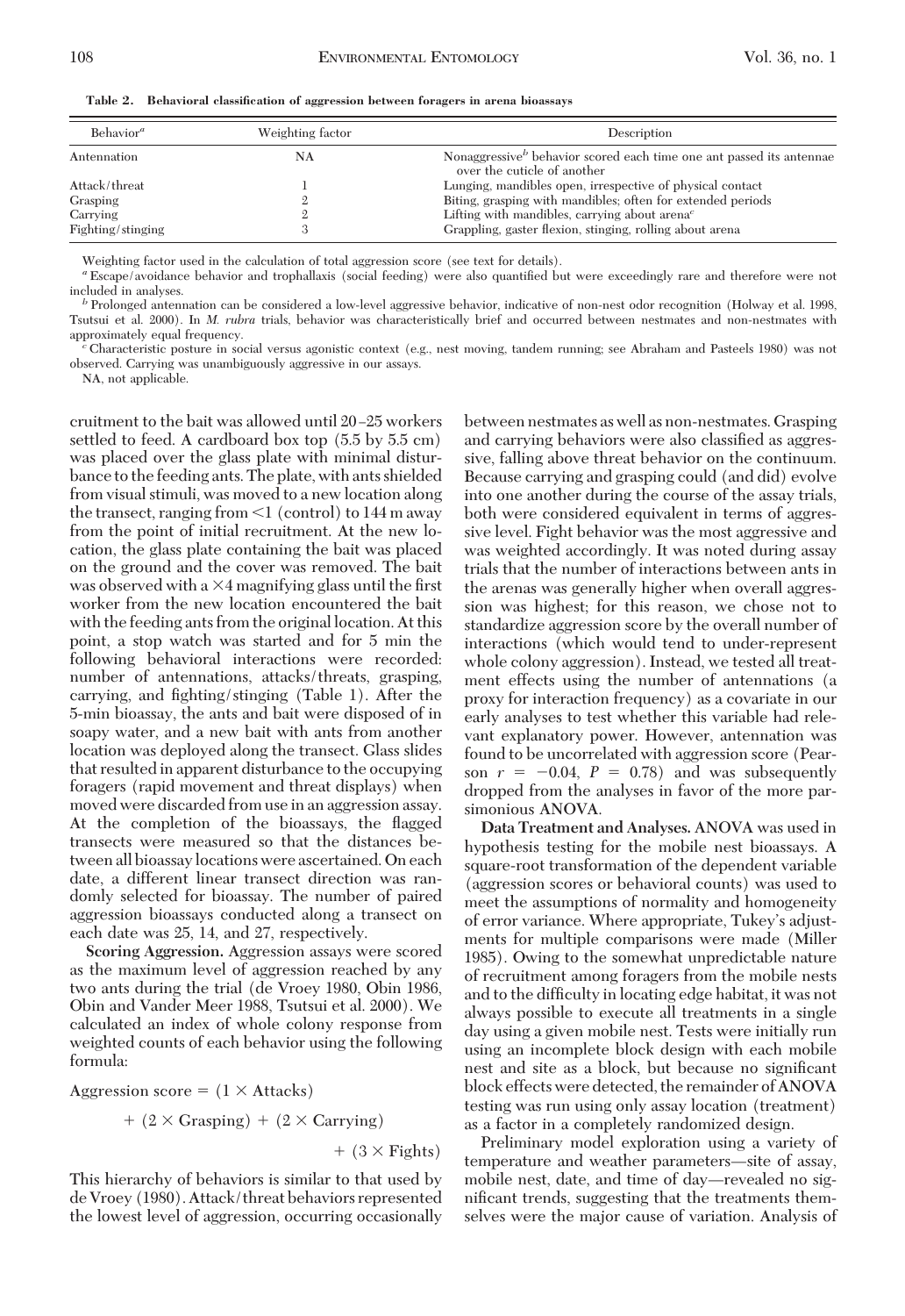**Table 2. Behavioral classification of aggression between foragers in arena bioassays**

| Behavior[a] | Weighting factor | Description |
|---|---|---|
| Antennation | NA | Nonaggressive[b] behavior scored each time one ant passed its antennae over the cuticle of another |
| Attack/threat | 1 | Lunging, mandibles open, irrespective of physical contact |
| Grasping | 2 | Biting, grasping with mandibles; often for extended periods |
| Carrying | 2 | Lifting with mandibles, carrying about arena[c] |
| Fighting/stinging | 3 | Grappling, gaster flexion, stinging, rolling about arena |

Weighting factor used in the calculation of total aggression score (see text for details).

[a] Escape/avoidance behavior and trophallaxis (social feeding) were also quantified but were exceedingly rare and therefore were not included in analyses.

[b] Prolonged antennation can be considered a low-level aggressive behavior, indicative of non-nest odor recognition (Holway et al. 1998, Tsutsui et al. 2000). In *M. rubra* trials, behavior was characteristically brief and occurred between nestmates and non-nestmates with approximately equal frequency.

[c] Characteristic posture in social versus agonistic context (e.g., nest moving, tandem running; see Abraham and Pasteels 1980) was not observed. Carrying was unambiguously aggressive in our assays.

NA, not applicable.

cruitment to the bait was allowed until 20–25 workers settled to feed. A cardboard box top (5.5 by 5.5 cm) was placed over the glass plate with minimal disturbance to the feeding ants. The plate, with ants shielded from visual stimuli, was moved to a new location along the transect, ranging from <1 (control) to 144 m away from the point of initial recruitment. At the new location, the glass plate containing the bait was placed on the ground and the cover was removed. The bait was observed with a ×4 magnifying glass until the first worker from the new location encountered the bait with the feeding ants from the original location. At this point, a stop watch was started and for 5 min the following behavioral interactions were recorded: number of antennations, attacks/threats, grasping, carrying, and fighting/stinging (Table 1). After the 5-min bioassay, the ants and bait were disposed of in soapy water, and a new bait with ants from another location was deployed along the transect. Glass slides that resulted in apparent disturbance to the occupying foragers (rapid movement and threat displays) when moved were discarded from use in an aggression assay. At the completion of the bioassays, the flagged transects were measured so that the distances between all bioassay locations were ascertained. On each date, a different linear transect direction was randomly selected for bioassay. The number of paired aggression bioassays conducted along a transect on each date was 25, 14, and 27, respectively.

**Scoring Aggression.** Aggression assays were scored as the maximum level of aggression reached by any two ants during the trial (de Vroey 1980, Obin 1986, Obin and Vander Meer 1988, Tsutsui et al. 2000). We calculated an index of whole colony response from weighted counts of each behavior using the following formula:

$$\text{Aggression score} = (1 \times \text{Attacks}) + (2 \times \text{Grasping}) + (2 \times \text{Carrying}) + (3 \times \text{Fights})$$

This hierarchy of behaviors is similar to that used by de Vroey (1980). Attack/threat behaviors represented the lowest level of aggression, occurring occasionally between nestmates as well as non-nestmates. Grasping and carrying behaviors were also classified as aggressive, falling above threat behavior on the continuum. Because carrying and grasping could (and did) evolve into one another during the course of the assay trials, both were considered equivalent in terms of aggressive level. Fight behavior was the most aggressive and was weighted accordingly. It was noted during assay trials that the number of interactions between ants in the arenas was generally higher when overall aggression was highest; for this reason, we chose not to standardize aggression score by the overall number of interactions (which would tend to under-represent whole colony aggression). Instead, we tested all treatment effects using the number of antennations (a proxy for interaction frequency) as a covariate in our early analyses to test whether this variable had relevant explanatory power. However, antennation was found to be uncorrelated with aggression score (Pearson $r = -0.04$, $P = 0.78$) and was subsequently dropped from the analyses in favor of the more parsimonious ANOVA.

**Data Treatment and Analyses.** ANOVA was used in hypothesis testing for the mobile nest bioassays. A square-root transformation of the dependent variable (aggression scores or behavioral counts) was used to meet the assumptions of normality and homogeneity of error variance. Where appropriate, Tukey's adjustments for multiple comparisons were made (Miller 1985). Owing to the somewhat unpredictable nature of recruitment among foragers from the mobile nests and to the difficulty in locating edge habitat, it was not always possible to execute all treatments in a single day using a given mobile nest. Tests were initially run using an incomplete block design with each mobile nest and site as a block, but because no significant block effects were detected, the remainder of ANOVA testing was run using only assay location (treatment) as a factor in a completely randomized design.

Preliminary model exploration using a variety of temperature and weather parameters—site of assay, mobile nest, date, and time of day—revealed no significant trends, suggesting that the treatments themselves were the major cause of variation. Analysis of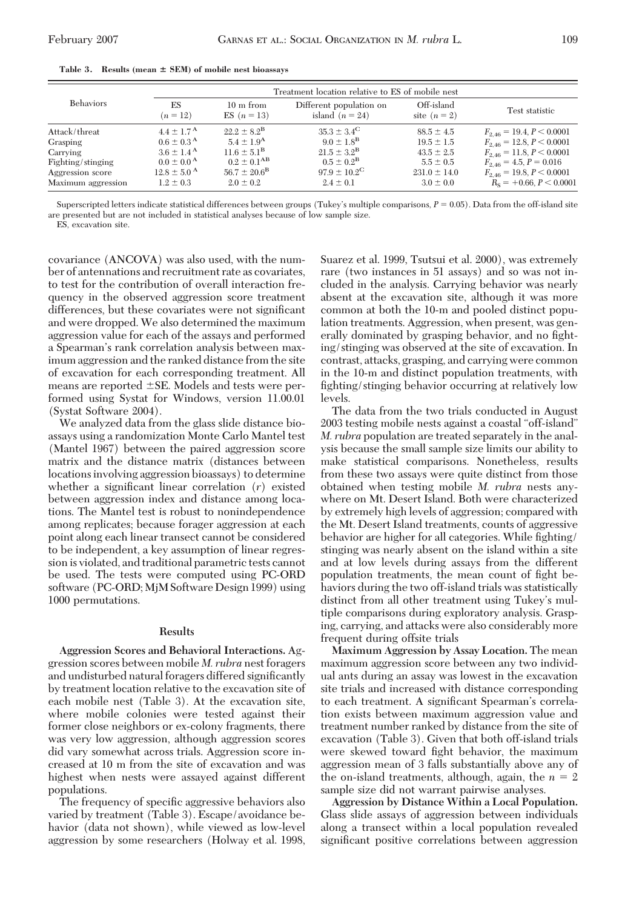**Table 3. Results (mean ± SEM) of mobile nest bioassays**

| Behaviors | Treatment location relative to ES of mobile nest | | | | |
|---|---|---|---|---|---|
| | ES ($n = 12$) | 10 m from ES ($n = 13$) | Different population on island ($n = 24$) | Off-island site ($n = 2$) | Test statistic |
| Attack/threat | $4.4 \pm 1.7^{A}$ | $22.2 \pm 8.2^{B}$ | $35.3 \pm 3.4^{C}$ | $88.5 \pm 4.5$ | $F_{2,46} = 19.4, P < 0.0001$ |
| Grasping | $0.6 \pm 0.3^{A}$ | $5.4 \pm 1.9^{A}$ | $9.0 \pm 1.8^{B}$ | $19.5 \pm 1.5$ | $F_{2,46} = 12.8, P < 0.0001$ |
| Carrying | $3.6 \pm 1.4^{A}$ | $11.6 \pm 5.1^{B}$ | $21.5 \pm 3.2^{B}$ | $43.5 \pm 2.5$ | $F_{2,46} = 11.8, P < 0.0001$ |
| Fighting/stinging | $0.0 \pm 0.0^{A}$ | $0.2 \pm 0.1^{AB}$ | $0.5 \pm 0.2^{B}$ | $5.5 \pm 0.5$ | $F_{2,46} = 4.5, P = 0.016$ |
| Aggression score | $12.8 \pm 5.0^{A}$ | $56.7 \pm 20.6^{B}$ | $97.9 \pm 10.2^{C}$ | $231.0 \pm 14.0$ | $F_{2,46} = 19.8, P < 0.0001$ |
| Maximum aggression | $1.2 \pm 0.3$ | $2.0 \pm 0.2$ | $2.4 \pm 0.1$ | $3.0 \pm 0.0$ | $R_S = +0.66, P < 0.0001$ |

Superscripted letters indicate statistical differences between groups (Tukey's multiple comparisons, $P = 0.05$). Data from the off-island site are presented but are not included in statistical analyses because of low sample size.

ES, excavation site.

covariance (ANCOVA) was also used, with the number of antennations and recruitment rate as covariates, to test for the contribution of overall interaction frequency in the observed aggression score treatment differences, but these covariates were not significant and were dropped. We also determined the maximum aggression value for each of the assays and performed a Spearman's rank correlation analysis between maximum aggression and the ranked distance from the site of excavation for each corresponding treatment. All means are reported ±SE. Models and tests were performed using Systat for Windows, version 11.00.01 (Systat Software 2004).

We analyzed data from the glass slide distance bioassays using a randomization Monte Carlo Mantel test (Mantel 1967) between the paired aggression score matrix and the distance matrix (distances between locations involving aggression bioassays) to determine whether a significant linear correlation ($r$) existed between aggression index and distance among locations. The Mantel test is robust to nonindependence among replicates; because forager aggression at each point along each linear transect cannot be considered to be independent, a key assumption of linear regression is violated, and traditional parametric tests cannot be used. The tests were computed using PC-ORD software (PC-ORD; MjM Software Design 1999) using 1000 permutations.

## Results

**Aggression Scores and Behavioral Interactions.** Aggression scores between mobile *M. rubra* nest foragers and undisturbed natural foragers differed significantly by treatment location relative to the excavation site of each mobile nest (Table 3). At the excavation site, where mobile colonies were tested against their former close neighbors or ex-colony fragments, there was very low aggression, although aggression scores did vary somewhat across trials. Aggression score increased at 10 m from the site of excavation and was highest when nests were assayed against different populations.

The frequency of specific aggressive behaviors also varied by treatment (Table 3). Escape/avoidance behavior (data not shown), while viewed as low-level aggression by some researchers (Holway et al. 1998, Suarez et al. 1999, Tsutsui et al. 2000), was extremely rare (two instances in 51 assays) and so was not included in the analysis. Carrying behavior was nearly absent at the excavation site, although it was more common at both the 10-m and pooled distinct population treatments. Aggression, when present, was generally dominated by grasping behavior, and no fighting/stinging was observed at the site of excavation. In contrast, attacks, grasping, and carrying were common in the 10-m and distinct population treatments, with fighting/stinging behavior occurring at relatively low levels.

The data from the two trials conducted in August 2003 testing mobile nests against a coastal "off-island" *M. rubra* population are treated separately in the analysis because the small sample size limits our ability to make statistical comparisons. Nonetheless, results from these two assays were quite distinct from those obtained when testing mobile *M. rubra* nests anywhere on Mt. Desert Island. Both were characterized by extremely high levels of aggression; compared with the Mt. Desert Island treatments, counts of aggressive behavior are higher for all categories. While fighting/stinging was nearly absent on the island within a site and at low levels during assays from the different population treatments, the mean count of fight behaviors during the two off-island trials was statistically distinct from all other treatment using Tukey's multiple comparisons during exploratory analysis. Grasping, carrying, and attacks were also considerably more frequent during offsite trials

**Maximum Aggression by Assay Location.** The mean maximum aggression score between any two individual ants during an assay was lowest in the excavation site trials and increased with distance corresponding to each treatment. A significant Spearman's correlation exists between maximum aggression value and treatment number ranked by distance from the site of excavation (Table 3). Given that both off-island trials were skewed toward fight behavior, the maximum aggression mean of 3 falls substantially above any of the on-island treatments, although, again, the $n = 2$ sample size did not warrant pairwise analyses.

**Aggression by Distance Within a Local Population.** Glass slide assays of aggression between individuals along a transect within a local population revealed significant positive correlations between aggression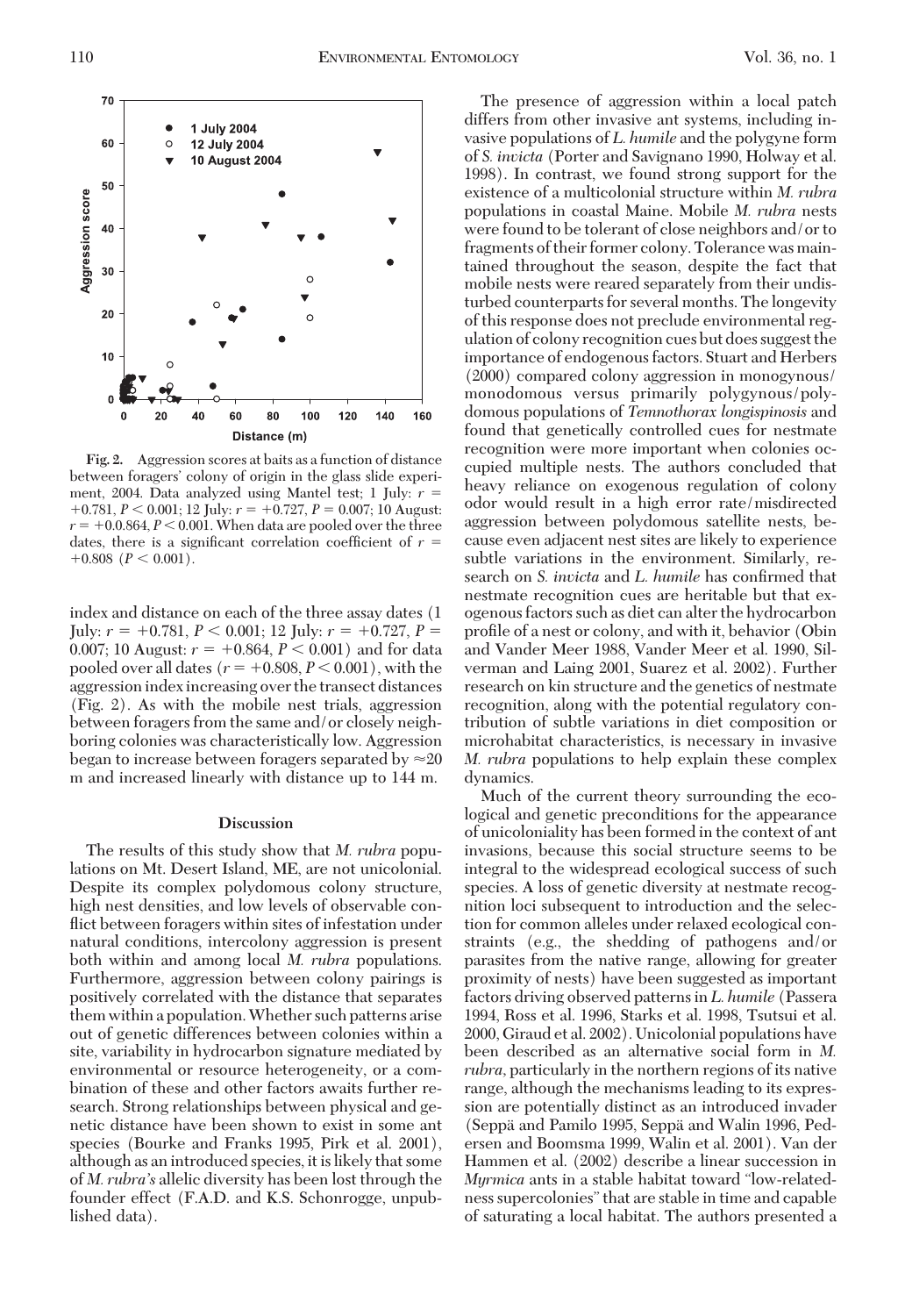Fig. 2. Aggression scores at baits as a function of distance between foragers' colony of origin in the glass slide experiment, 2004. Data analyzed using Mantel test; 1 July: $r = +0.781$, $P < 0.001$; 12 July: $r = +0.727$, $P = 0.007$; 10 August: $r = +0.0.864$, $P < 0.001$. When data are pooled over the three dates, there is a significant correlation coefficient of $r = +0.808$ ($P < 0.001$).

index and distance on each of the three assay dates (1 July: $r = +0.781$, $P < 0.001$; 12 July: $r = +0.727$, $P = 0.007$; 10 August: $r = +0.864$, $P < 0.001$) and for data pooled over all dates ($r = +0.808$, $P < 0.001$), with the aggression index increasing over the transect distances (Fig. 2). As with the mobile nest trials, aggression between foragers from the same and/or closely neighboring colonies was characteristically low. Aggression began to increase between foragers separated by ≈20 m and increased linearly with distance up to 144 m.

## Discussion

The results of this study show that *M. rubra* populations on Mt. Desert Island, ME, are not unicolonial. Despite its complex polydomous colony structure, high nest densities, and low levels of observable conflict between foragers within sites of infestation under natural conditions, intercolony aggression is present both within and among local *M. rubra* populations. Furthermore, aggression between colony pairings is positively correlated with the distance that separates them within a population. Whether such patterns arise out of genetic differences between colonies within a site, variability in hydrocarbon signature mediated by environmental or resource heterogeneity, or a combination of these and other factors awaits further research. Strong relationships between physical and genetic distance have been shown to exist in some ant species (Bourke and Franks 1995, Pirk et al. 2001), although as an introduced species, it is likely that some of *M. rubra's* allelic diversity has been lost through the founder effect (F.A.D. and K.S. Schonrogge, unpublished data).

The presence of aggression within a local patch differs from other invasive ant systems, including invasive populations of *L. humile* and the polygyne form of *S. invicta* (Porter and Savignano 1990, Holway et al. 1998). In contrast, we found strong support for the existence of a multicolonial structure within *M. rubra* populations in coastal Maine. Mobile *M. rubra* nests were found to be tolerant of close neighbors and/or to fragments of their former colony. Tolerance was maintained throughout the season, despite the fact that mobile nests were reared separately from their undisturbed counterparts for several months. The longevity of this response does not preclude environmental regulation of colony recognition cues but does suggest the importance of endogenous factors. Stuart and Herbers (2000) compared colony aggression in monogynous/monodomous versus primarily polygynous/polydomous populations of *Temnothorax longispinosis* and found that genetically controlled cues for nestmate recognition were more important when colonies occupied multiple nests. The authors concluded that heavy reliance on exogenous regulation of colony odor would result in a high error rate/misdirected aggression between polydomous satellite nests, because even adjacent nest sites are likely to experience subtle variations in the environment. Similarly, research on *S. invicta* and *L. humile* has confirmed that nestmate recognition cues are heritable but that exogenous factors such as diet can alter the hydrocarbon profile of a nest or colony, and with it, behavior (Obin and Vander Meer 1988, Vander Meer et al. 1990, Silverman and Laing 2001, Suarez et al. 2002). Further research on kin structure and the genetics of nestmate recognition, along with the potential regulatory contribution of subtle variations in diet composition or microhabitat characteristics, is necessary in invasive *M. rubra* populations to help explain these complex dynamics.

Much of the current theory surrounding the ecological and genetic preconditions for the appearance of unicoloniality has been formed in the context of ant invasions, because this social structure seems to be integral to the widespread ecological success of such species. A loss of genetic diversity at nestmate recognition loci subsequent to introduction and the selection for common alleles under relaxed ecological constraints (e.g., the shedding of pathogens and/or parasites from the native range, allowing for greater proximity of nests) have been suggested as important factors driving observed patterns in *L. humile* (Passera 1994, Ross et al. 1996, Starks et al. 1998, Tsutsui et al. 2000, Giraud et al. 2002). Unicolonial populations have been described as an alternative social form in *M. rubra*, particularly in the northern regions of its native range, although the mechanisms leading to its expression are potentially distinct as an introduced invader (Seppä and Pamilo 1995, Seppä and Walin 1996, Pedersen and Boomsma 1999, Walin et al. 2001). Van der Hammen et al. (2002) describe a linear succession in *Myrmica* ants in a stable habitat toward "low-relatedness supercolonies" that are stable in time and capable of saturating a local habitat. The authors presented a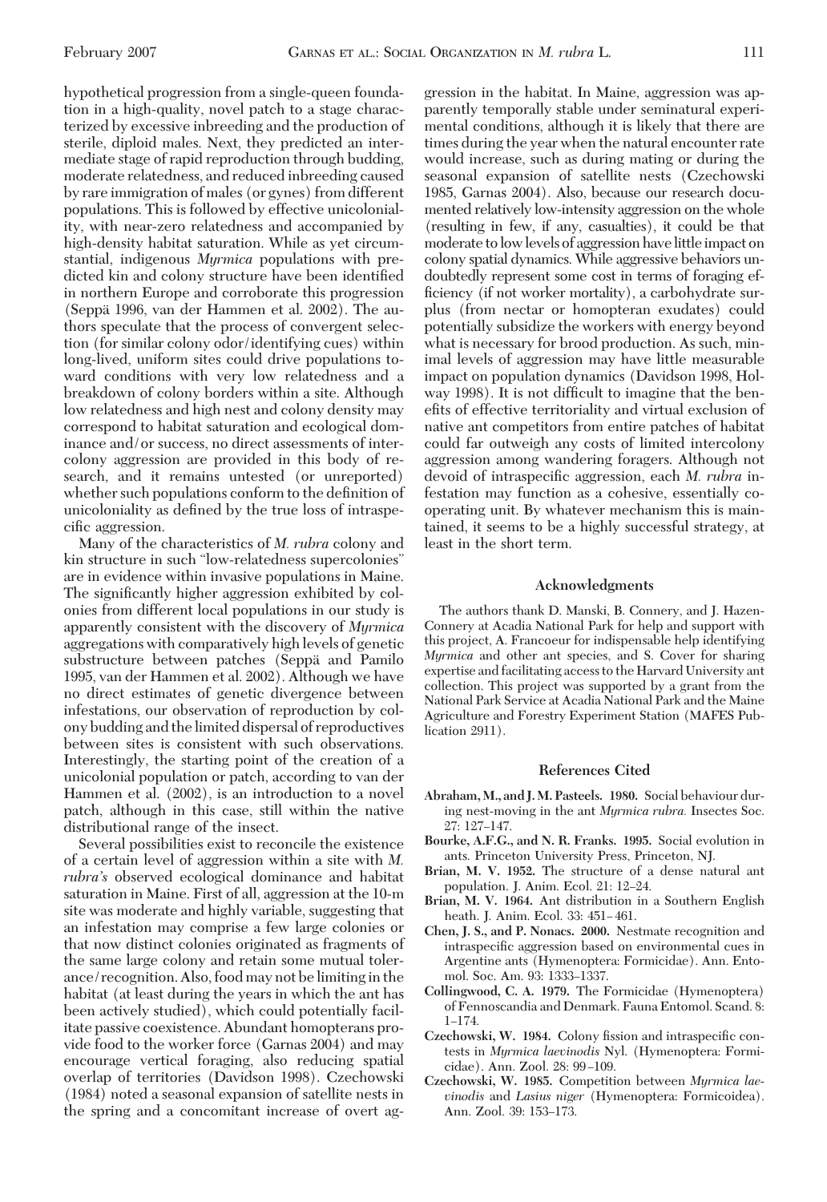hypothetical progression from a single-queen foundation in a high-quality, novel patch to a stage characterized by excessive inbreeding and the production of sterile, diploid males. Next, they predicted an intermediate stage of rapid reproduction through budding, moderate relatedness, and reduced inbreeding caused by rare immigration of males (or gynes) from different populations. This is followed by effective unicoloniality, with near-zero relatedness and accompanied by high-density habitat saturation. While as yet circumstantial, indigenous *Myrmica* populations with predicted kin and colony structure have been identified in northern Europe and corroborate this progression (Seppä 1996, van der Hammen et al. 2002). The authors speculate that the process of convergent selection (for similar colony odor/identifying cues) within long-lived, uniform sites could drive populations toward conditions with very low relatedness and a breakdown of colony borders within a site. Although low relatedness and high nest and colony density may correspond to habitat saturation and ecological dominance and/or success, no direct assessments of intercolony aggression are provided in this body of research, and it remains untested (or unreported) whether such populations conform to the definition of unicoloniality as defined by the true loss of intraspecific aggression.

Many of the characteristics of *M. rubra* colony and kin structure in such "low-relatedness supercolonies" are in evidence within invasive populations in Maine. The significantly higher aggression exhibited by colonies from different local populations in our study is apparently consistent with the discovery of *Myrmica* aggregations with comparatively high levels of genetic substructure between patches (Seppä and Pamilo 1995, van der Hammen et al. 2002). Although we have no direct estimates of genetic divergence between infestations, our observation of reproduction by colony budding and the limited dispersal of reproductives between sites is consistent with such observations. Interestingly, the starting point of the creation of a unicolonial population or patch, according to van der Hammen et al. (2002), is an introduction to a novel patch, although in this case, still within the native distributional range of the insect.

Several possibilities exist to reconcile the existence of a certain level of aggression within a site with *M. rubra's* observed ecological dominance and habitat saturation in Maine. First of all, aggression at the 10-m site was moderate and highly variable, suggesting that an infestation may comprise a few large colonies or that now distinct colonies originated as fragments of the same large colony and retain some mutual tolerance/recognition. Also, food may not be limiting in the habitat (at least during the years in which the ant has been actively studied), which could potentially facilitate passive coexistence. Abundant homopterans provide food to the worker force (Garnas 2004) and may encourage vertical foraging, also reducing spatial overlap of territories (Davidson 1998). Czechowski (1984) noted a seasonal expansion of satellite nests in the spring and a concomitant increase of overt aggression in the habitat. In Maine, aggression was apparently temporally stable under seminatural experimental conditions, although it is likely that there are times during the year when the natural encounter rate would increase, such as during mating or during the seasonal expansion of satellite nests (Czechowski 1985, Garnas 2004). Also, because our research documented relatively low-intensity aggression on the whole (resulting in few, if any, casualties), it could be that moderate to low levels of aggression have little impact on colony spatial dynamics. While aggressive behaviors undoubtedly represent some cost in terms of foraging efficiency (if not worker mortality), a carbohydrate surplus (from nectar or homopteran exudates) could potentially subsidize the workers with energy beyond what is necessary for brood production. As such, minimal levels of aggression may have little measurable impact on population dynamics (Davidson 1998, Holway 1998). It is not difficult to imagine that the benefits of effective territoriality and virtual exclusion of native ant competitors from entire patches of habitat could far outweigh any costs of limited intercolony aggression among wandering foragers. Although not devoid of intraspecific aggression, each *M. rubra* infestation may function as a cohesive, essentially cooperating unit. By whatever mechanism this is maintained, it seems to be a highly successful strategy, at least in the short term.

## Acknowledgments

The authors thank D. Manski, B. Connery, and J. Hazen-Connery at Acadia National Park for help and support with this project, A. Francoeur for indispensable help identifying *Myrmica* and other ant species, and S. Cover for sharing expertise and facilitating access to the Harvard University ant collection. This project was supported by a grant from the National Park Service at Acadia National Park and the Maine Agriculture and Forestry Experiment Station (MAFES Publication 2911).

## References Cited

**Abraham, M., and J. M. Pasteels. 1980.** Social behaviour during nest-moving in the ant *Myrmica rubra.* Insectes Soc. 27: 127–147.

**Bourke, A.F.G., and N. R. Franks. 1995.** Social evolution in ants. Princeton University Press, Princeton, NJ.

**Brian, M. V. 1952.** The structure of a dense natural ant population. J. Anim. Ecol. 21: 12–24.

**Brian, M. V. 1964.** Ant distribution in a Southern English heath. J. Anim. Ecol. 33: 451–461.

**Chen, J. S., and P. Nonacs. 2000.** Nestmate recognition and intraspecific aggression based on environmental cues in Argentine ants (Hymenoptera: Formicidae). Ann. Entomol. Soc. Am. 93: 1333–1337.

**Collingwood, C. A. 1979.** The Formicidae (Hymenoptera) of Fennoscandia and Denmark. Fauna Entomol. Scand. 8: 1–174.

**Czechowski, W. 1984.** Colony fission and intraspecific contests in *Myrmica laevinodis* Nyl. (Hymenoptera: Formicidae). Ann. Zool. 28: 99–109.

**Czechowski, W. 1985.** Competition between *Myrmica laevinodis* and *Lasius niger* (Hymenoptera: Formicoidea). Ann. Zool. 39: 153–173.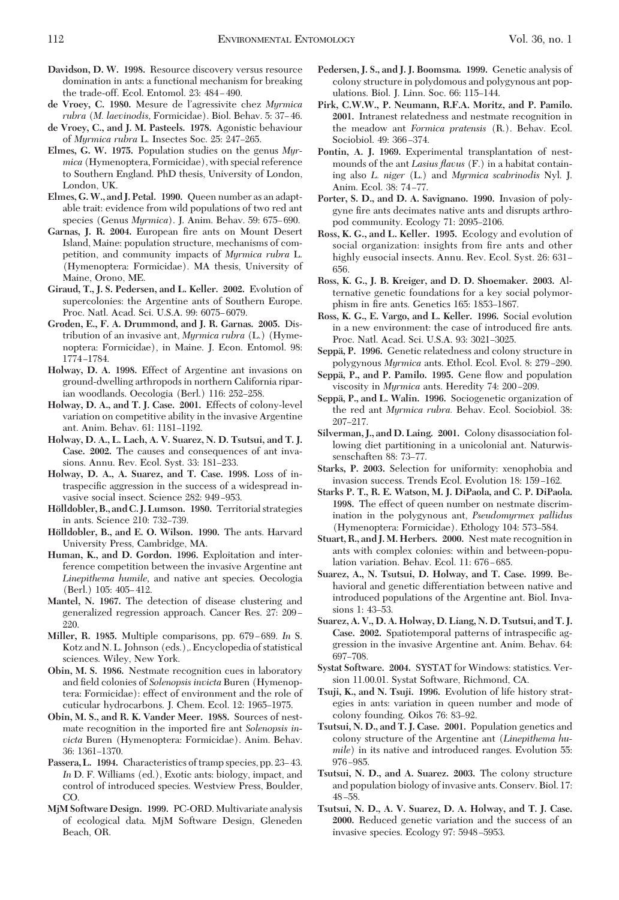**Davidson, D. W. 1998.** Resource discovery versus resource domination in ants: a functional mechanism for breaking the trade-off. Ecol. Entomol. 23: 484–490.

**de Vroey, C. 1980.** Mesure de l'agressivite chez *Myrmica rubra* (*M. laevinodis*, Formicidae). Biol. Behav. 5: 37–46.

**de Vroey, C., and J. M. Pasteels. 1978.** Agonistic behaviour of *Myrmica rubra* L. Insectes Soc. 25: 247–265.

**Elmes, G. W. 1975.** Population studies on the genus *Myrmica* (Hymenoptera, Formicidae), with special reference to Southern England. PhD thesis, University of London, London, UK.

**Elmes, G. W., and J. Petal. 1990.** Queen number as an adaptable trait: evidence from wild populations of two red ant species (Genus *Myrmica*). J. Anim. Behav. 59: 675–690.

**Garnas, J. R. 2004.** European fire ants on Mount Desert Island, Maine: population structure, mechanisms of competition, and community impacts of *Myrmica rubra* L. (Hymenoptera: Formicidae). MA thesis, University of Maine, Orono, ME.

**Giraud, T., J. S. Pedersen, and L. Keller. 2002.** Evolution of supercolonies: the Argentine ants of Southern Europe. Proc. Natl. Acad. Sci. U.S.A. 99: 6075–6079.

**Groden, E., F. A. Drummond, and J. R. Garnas. 2005.** Distribution of an invasive ant, *Myrmica rubra* (L.) (Hymenoptera: Formicidae), in Maine. J. Econ. Entomol. 98: 1774–1784.

**Holway, D. A. 1998.** Effect of Argentine ant invasions on ground-dwelling arthropods in northern California riparian woodlands. Oecologia (Berl.) 116: 252–258.

**Holway, D. A., and T. J. Case. 2001.** Effects of colony-level variation on competitive ability in the invasive Argentine ant. Anim. Behav. 61: 1181–1192.

**Holway, D. A., L. Lach, A. V. Suarez, N. D. Tsutsui, and T. J. Case. 2002.** The causes and consequences of ant invasions. Annu. Rev. Ecol. Syst. 33: 181–233.

**Holway, D. A., A. Suarez, and T. Case. 1998.** Loss of intraspecific aggression in the success of a widespread invasive social insect. Science 282: 949–953.

**Hölldobler, B., and C. J. Lumson. 1980.** Territorial strategies in ants. Science 210: 732–739.

**Hölldobler, B., and E. O. Wilson. 1990.** The ants. Harvard University Press, Cambridge, MA.

**Human, K., and D. Gordon. 1996.** Exploitation and interference competition between the invasive Argentine ant *Linepithema humile*, and native ant species. Oecologia (Berl.) 105: 405–412.

**Mantel, N. 1967.** The detection of disease clustering and generalized regression approach. Cancer Res. 27: 209–220.

**Miller, R. 1985.** Multiple comparisons, pp. 679–689. *In* S. Kotz and N. L. Johnson (eds.),. Encyclopedia of statistical sciences. Wiley, New York.

**Obin, M. S. 1986.** Nestmate recognition cues in laboratory and field colonies of *Solenopsis invicta* Buren (Hymenoptera: Formicidae): effect of environment and the role of cuticular hydrocarbons. J. Chem. Ecol. 12: 1965–1975.

**Obin, M. S., and R. K. Vander Meer. 1988.** Sources of nestmate recognition in the imported fire ant *Solenopsis invicta* Buren (Hymenoptera: Formicidae). Anim. Behav. 36: 1361–1370.

**Passera, L. 1994.** Characteristics of tramp species, pp. 23–43. *In* D. F. Williams (ed.), Exotic ants: biology, impact, and control of introduced species. Westview Press, Boulder, CO.

**MjM Software Design. 1999.** PC-ORD. Multivariate analysis of ecological data. MjM Software Design, Gleneden Beach, OR.

**Pedersen, J. S., and J. J. Boomsma. 1999.** Genetic analysis of colony structure in polydomous and polygynous ant populations. Biol. J. Linn. Soc. 66: 115–144.

**Pirk, C.W.W., P. Neumann, R.F.A. Moritz, and P. Pamilo. 2001.** Intranest relatedness and nestmate recognition in the meadow ant *Formica pratensis* (R.). Behav. Ecol. Sociobiol. 49: 366–374.

**Pontin, A. J. 1969.** Experimental transplantation of nest-mounds of the ant *Lasius flavus* (F.) in a habitat containing also *L. niger* (L.) and *Myrmica scabrinodis* Nyl. J. Anim. Ecol. 38: 74–77.

**Porter, S. D., and D. A. Savignano. 1990.** Invasion of polygyne fire ants decimates native ants and disrupts arthropod community. Ecology 71: 2095–2106.

**Ross, K. G., and L. Keller. 1995.** Ecology and evolution of social organization: insights from fire ants and other highly eusocial insects. Annu. Rev. Ecol. Syst. 26: 631–656.

**Ross, K. G., J. B. Kreiger, and D. D. Shoemaker. 2003.** Alternative genetic foundations for a key social polymorphism in fire ants. Genetics 165: 1853–1867.

**Ross, K. G., E. Vargo, and L. Keller. 1996.** Social evolution in a new environment: the case of introduced fire ants. Proc. Natl. Acad. Sci. U.S.A. 93: 3021–3025.

**Seppä, P. 1996.** Genetic relatedness and colony structure in polygynous *Myrmica* ants. Ethol. Ecol. Evol. 8: 279–290.

**Seppä, P., and P. Pamilo. 1995.** Gene flow and population viscosity in *Myrmica* ants. Heredity 74: 200–209.

**Seppä, P., and L. Walin. 1996.** Sociogenetic organization of the red ant *Myrmica rubra*. Behav. Ecol. Sociobiol. 38: 207–217.

**Silverman, J., and D. Laing. 2001.** Colony disassociation following diet partitioning in a unicolonial ant. Naturwissenschaften 88: 73–77.

**Starks, P. 2003.** Selection for uniformity: xenophobia and invasion success. Trends Ecol. Evolution 18: 159–162.

**Starks P. T., R. E. Watson, M. J. DiPaola, and C. P. DiPaola. 1998.** The effect of queen number on nestmate discrimination in the polygynous ant, *Pseudomyrmex pallidus* (Hymenoptera: Formicidae). Ethology 104: 573–584.

**Stuart, R., and J. M. Herbers. 2000.** Nest mate recognition in ants with complex colonies: within and between-population variation. Behav. Ecol. 11: 676–685.

**Suarez, A., N. Tsutsui, D. Holway, and T. Case. 1999.** Behavioral and genetic differentiation between native and introduced populations of the Argentine ant. Biol. Invasions 1: 43–53.

**Suarez, A. V., D. A. Holway, D. Liang, N. D. Tsutsui, and T. J. Case. 2002.** Spatiotemporal patterns of intraspecific aggression in the invasive Argentine ant. Anim. Behav. 64: 697–708.

**Systat Software. 2004.** SYSTAT for Windows: statistics. Version 11.00.01. Systat Software, Richmond, CA.

**Tsuji, K., and N. Tsuji. 1996.** Evolution of life history strategies in ants: variation in queen number and mode of colony founding. Oikos 76: 83–92.

**Tsutsui, N. D., and T. J. Case. 2001.** Population genetics and colony structure of the Argentine ant (*Linepithema humile*) in its native and introduced ranges. Evolution 55: 976–985.

**Tsutsui, N. D., and A. Suarez. 2003.** The colony structure and population biology of invasive ants. Conserv. Biol. 17: 48–58.

**Tsutsui, N. D., A. V. Suarez, D. A. Holway, and T. J. Case. 2000.** Reduced genetic variation and the success of an invasive species. Ecology 97: 5948–5953.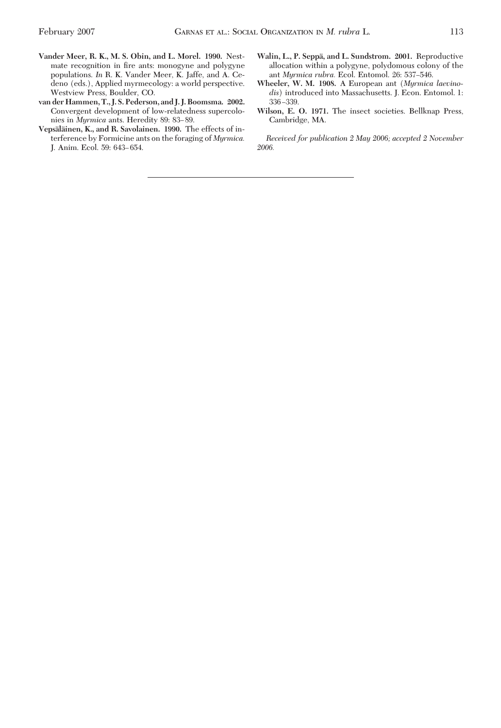**Vander Meer, R. K., M. S. Obin, and L. Morel. 1990.** Nestmate recognition in fire ants: monogyne and polygyne populations. *In* R. K. Vander Meer, K. Jaffe, and A. Cedeno (eds.), Applied myrmecology: a world perspective. Westview Press, Boulder, CO.

**van der Hammen, T., J. S. Pederson, and J. J. Boomsma. 2002.** Convergent development of low-relatedness supercolonies in *Myrmica* ants. Heredity 89: 83–89.

**Vepsäläinen, K., and R. Savolainen. 1990.** The effects of interference by Formicine ants on the foraging of *Myrmica.* J. Anim. Ecol. 59: 643–654.

**Walin, L., P. Seppä, and L. Sundstrom. 2001.** Reproductive allocation within a polygyne, polydomous colony of the ant *Myrmica rubra.* Ecol. Entomol. 26: 537–546.

**Wheeler, W. M. 1908.** A European ant (*Myrmica laevinodis*) introduced into Massachusetts. J. Econ. Entomol. 1: 336–339.

**Wilson, E. O. 1971.** The insect societies. Bellknap Press, Cambridge, MA.

*Received for publication 2 May 2006; accepted 2 November 2006.*